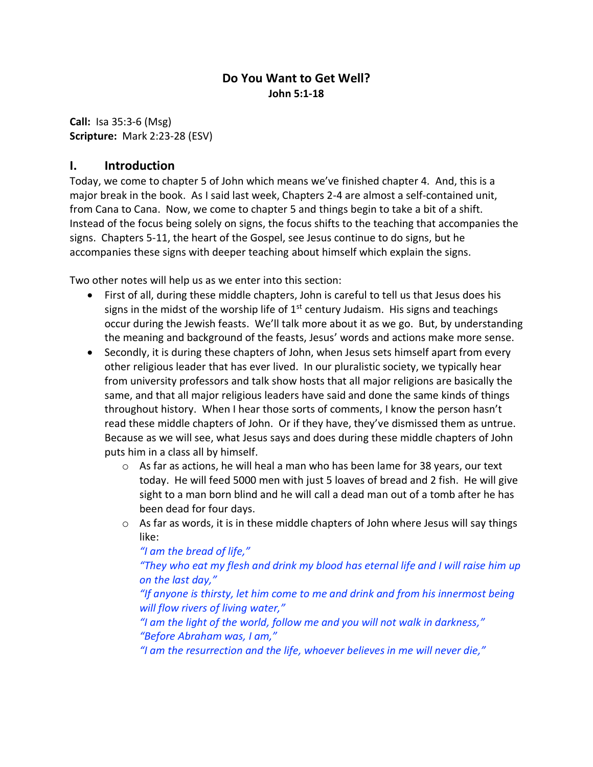# Do You Want to Get Well?

**John 5:1-18**

**Call:** Isa 35:3-6 (Msg)
**Scripture:** Mark 2:23-28 (ESV)

## I. Introduction

Today, we come to chapter 5 of John which means we've finished chapter 4. And, this is a major break in the book. As I said last week, Chapters 2-4 are almost a self-contained unit, from Cana to Cana. Now, we come to chapter 5 and things begin to take a bit of a shift. Instead of the focus being solely on signs, the focus shifts to the teaching that accompanies the signs. Chapters 5-11, the heart of the Gospel, see Jesus continue to do signs, but he accompanies these signs with deeper teaching about himself which explain the signs.

Two other notes will help us as we enter into this section:

- First of all, during these middle chapters, John is careful to tell us that Jesus does his signs in the midst of the worship life of 1st century Judaism. His signs and teachings occur during the Jewish feasts. We'll talk more about it as we go. But, by understanding the meaning and background of the feasts, Jesus' words and actions make more sense.
- Secondly, it is during these chapters of John, when Jesus sets himself apart from every other religious leader that has ever lived. In our pluralistic society, we typically hear from university professors and talk show hosts that all major religions are basically the same, and that all major religious leaders have said and done the same kinds of things throughout history. When I hear those sorts of comments, I know the person hasn't read these middle chapters of John. Or if they have, they've dismissed them as untrue. Because as we will see, what Jesus says and does during these middle chapters of John puts him in a class all by himself.
  - As far as actions, he will heal a man who has been lame for 38 years, our text today. He will feed 5000 men with just 5 loaves of bread and 2 fish. He will give sight to a man born blind and he will call a dead man out of a tomb after he has been dead for four days.
  - As far as words, it is in these middle chapters of John where Jesus will say things like:

    *"I am the bread of life,"*
    *"They who eat my flesh and drink my blood has eternal life and I will raise him up on the last day,"*
    *"If anyone is thirsty, let him come to me and drink and from his innermost being will flow rivers of living water,"*
    *"I am the light of the world, follow me and you will not walk in darkness,"*
    *"Before Abraham was, I am,"*
    *"I am the resurrection and the life, whoever believes in me will never die,"*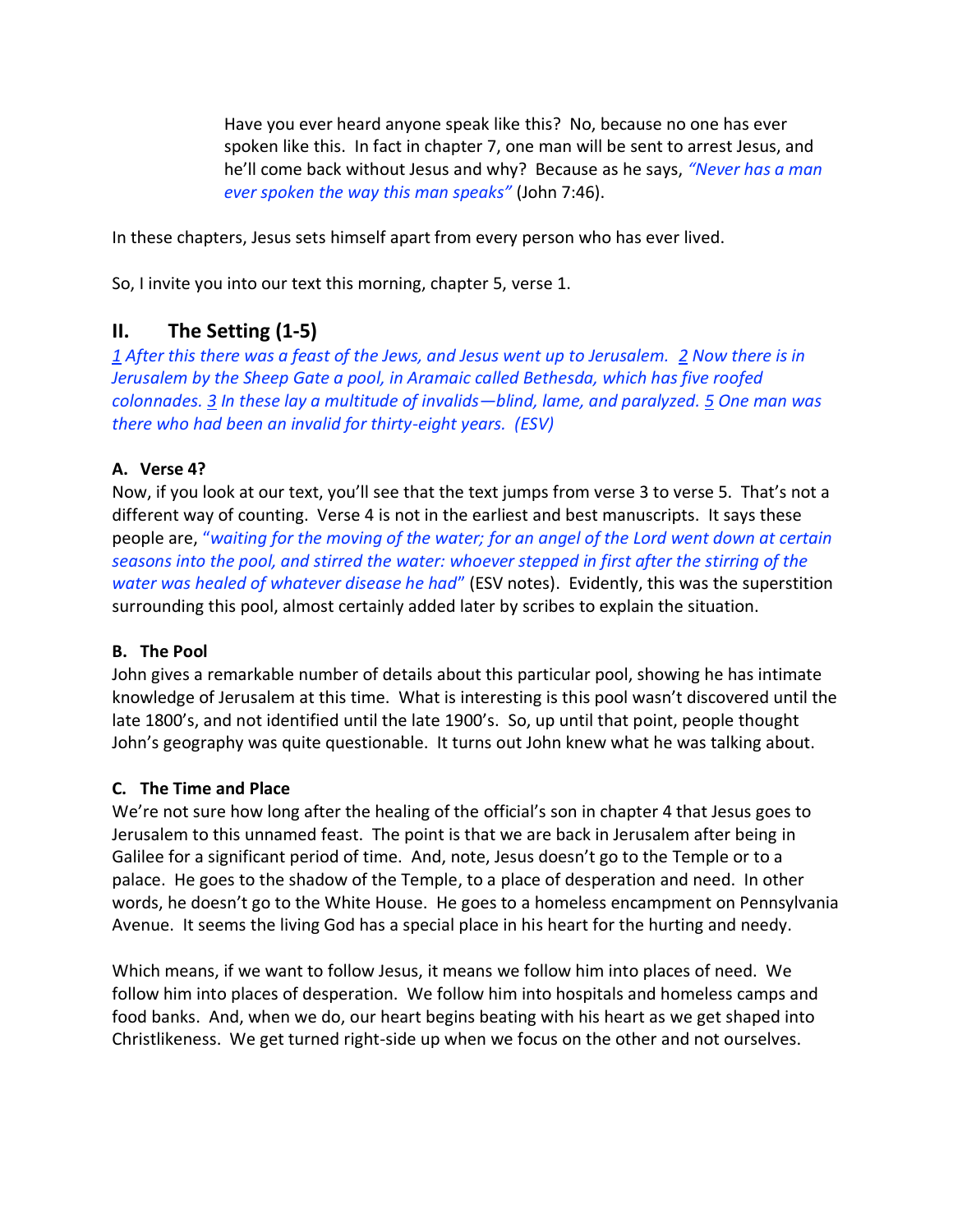> Have you ever heard anyone speak like this? No, because no one has ever spoken like this. In fact in chapter 7, one man will be sent to arrest Jesus, and he'll come back without Jesus and why? Because as he says, *"Never has a man ever spoken the way this man speaks"* (John 7:46).

In these chapters, Jesus sets himself apart from every person who has ever lived.

So, I invite you into our text this morning, chapter 5, verse 1.

## II. The Setting (1-5)

*1 After this there was a feast of the Jews, and Jesus went up to Jerusalem. 2 Now there is in Jerusalem by the Sheep Gate a pool, in Aramaic called Bethesda, which has five roofed colonnades. 3 In these lay a multitude of invalids—blind, lame, and paralyzed. 5 One man was there who had been an invalid for thirty-eight years. (ESV)*

### A. Verse 4?

Now, if you look at our text, you'll see that the text jumps from verse 3 to verse 5. That's not a different way of counting. Verse 4 is not in the earliest and best manuscripts. It says these people are, *"waiting for the moving of the water; for an angel of the Lord went down at certain seasons into the pool, and stirred the water: whoever stepped in first after the stirring of the water was healed of whatever disease he had"* (ESV notes). Evidently, this was the superstition surrounding this pool, almost certainly added later by scribes to explain the situation.

### B. The Pool

John gives a remarkable number of details about this particular pool, showing he has intimate knowledge of Jerusalem at this time. What is interesting is this pool wasn't discovered until the late 1800's, and not identified until the late 1900's. So, up until that point, people thought John's geography was quite questionable. It turns out John knew what he was talking about.

### C. The Time and Place

We're not sure how long after the healing of the official's son in chapter 4 that Jesus goes to Jerusalem to this unnamed feast. The point is that we are back in Jerusalem after being in Galilee for a significant period of time. And, note, Jesus doesn't go to the Temple or to a palace. He goes to the shadow of the Temple, to a place of desperation and need. In other words, he doesn't go to the White House. He goes to a homeless encampment on Pennsylvania Avenue. It seems the living God has a special place in his heart for the hurting and needy.

Which means, if we want to follow Jesus, it means we follow him into places of need. We follow him into places of desperation. We follow him into hospitals and homeless camps and food banks. And, when we do, our heart begins beating with his heart as we get shaped into Christlikeness. We get turned right-side up when we focus on the other and not ourselves.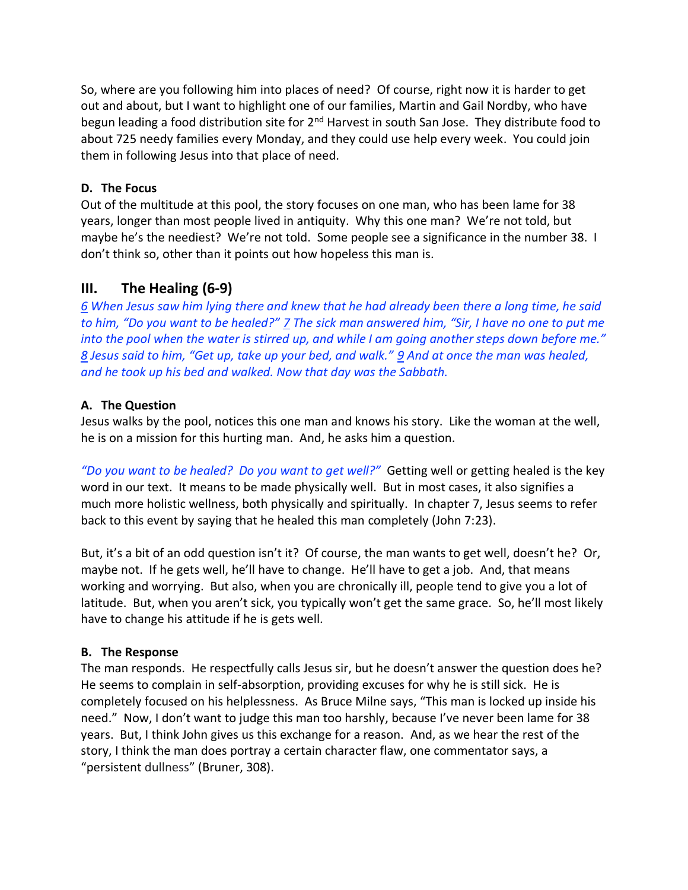So, where are you following him into places of need? Of course, right now it is harder to get out and about, but I want to highlight one of our families, Martin and Gail Nordby, who have begun leading a food distribution site for 2nd Harvest in south San Jose. They distribute food to about 725 needy families every Monday, and they could use help every week. You could join them in following Jesus into that place of need.

**D. The Focus**

Out of the multitude at this pool, the story focuses on one man, who has been lame for 38 years, longer than most people lived in antiquity. Why this one man? We're not told, but maybe he's the neediest? We're not told. Some people see a significance in the number 38. I don't think so, other than it points out how hopeless this man is.

## III. The Healing (6-9)

*6 When Jesus saw him lying there and knew that he had already been there a long time, he said to him, "Do you want to be healed?" 7 The sick man answered him, "Sir, I have no one to put me into the pool when the water is stirred up, and while I am going another steps down before me." 8 Jesus said to him, "Get up, take up your bed, and walk." 9 And at once the man was healed, and he took up his bed and walked. Now that day was the Sabbath.*

**A. The Question**

Jesus walks by the pool, notices this one man and knows his story. Like the woman at the well, he is on a mission for this hurting man. And, he asks him a question.

*"Do you want to be healed? Do you want to get well?"* Getting well or getting healed is the key word in our text. It means to be made physically well. But in most cases, it also signifies a much more holistic wellness, both physically and spiritually. In chapter 7, Jesus seems to refer back to this event by saying that he healed this man completely (John 7:23).

But, it's a bit of an odd question isn't it? Of course, the man wants to get well, doesn't he? Or, maybe not. If he gets well, he'll have to change. He'll have to get a job. And, that means working and worrying. But also, when you are chronically ill, people tend to give you a lot of latitude. But, when you aren't sick, you typically won't get the same grace. So, he'll most likely have to change his attitude if he is gets well.

**B. The Response**

The man responds. He respectfully calls Jesus sir, but he doesn't answer the question does he? He seems to complain in self-absorption, providing excuses for why he is still sick. He is completely focused on his helplessness. As Bruce Milne says, "This man is locked up inside his need." Now, I don't want to judge this man too harshly, because I've never been lame for 38 years. But, I think John gives us this exchange for a reason. And, as we hear the rest of the story, I think the man does portray a certain character flaw, one commentator says, a "persistent dullness" (Bruner, 308).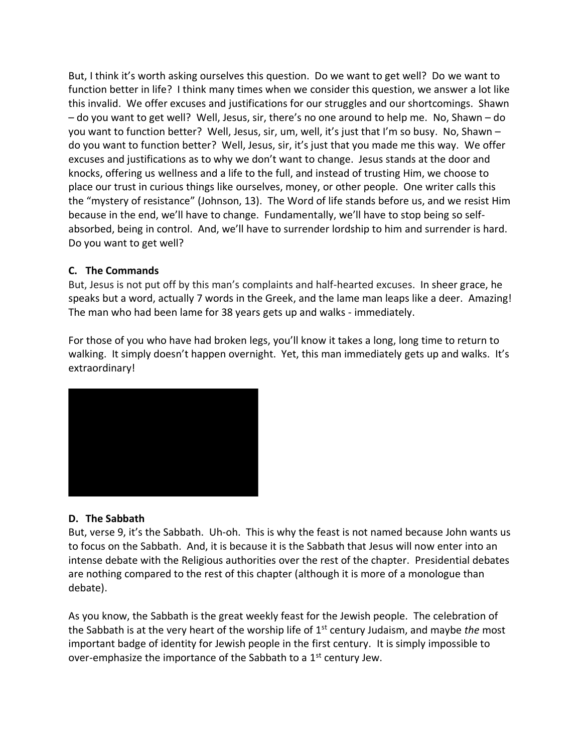But, I think it's worth asking ourselves this question. Do we want to get well? Do we want to function better in life? I think many times when we consider this question, we answer a lot like this invalid. We offer excuses and justifications for our struggles and our shortcomings. Shawn – do you want to get well? Well, Jesus, sir, there's no one around to help me. No, Shawn – do you want to function better? Well, Jesus, sir, um, well, it's just that I'm so busy. No, Shawn – do you want to function better? Well, Jesus, sir, it's just that you made me this way. We offer excuses and justifications as to why we don't want to change. Jesus stands at the door and knocks, offering us wellness and a life to the full, and instead of trusting Him, we choose to place our trust in curious things like ourselves, money, or other people. One writer calls this the "mystery of resistance" (Johnson, 13). The Word of life stands before us, and we resist Him because in the end, we'll have to change. Fundamentally, we'll have to stop being so self-absorbed, being in control. And, we'll have to surrender lordship to him and surrender is hard. Do you want to get well?

### C. The Commands

But, Jesus is not put off by this man's complaints and half-hearted excuses. In sheer grace, he speaks but a word, actually 7 words in the Greek, and the lame man leaps like a deer. Amazing! The man who had been lame for 38 years gets up and walks - immediately.

For those of you who have had broken legs, you'll know it takes a long, long time to return to walking. It simply doesn't happen overnight. Yet, this man immediately gets up and walks. It's extraordinary!

### D. The Sabbath

But, verse 9, it's the Sabbath. Uh-oh. This is why the feast is not named because John wants us to focus on the Sabbath. And, it is because it is the Sabbath that Jesus will now enter into an intense debate with the Religious authorities over the rest of the chapter. Presidential debates are nothing compared to the rest of this chapter (although it is more of a monologue than debate).

As you know, the Sabbath is the great weekly feast for the Jewish people. The celebration of the Sabbath is at the very heart of the worship life of 1st century Judaism, and maybe *the* most important badge of identity for Jewish people in the first century. It is simply impossible to over-emphasize the importance of the Sabbath to a 1st century Jew.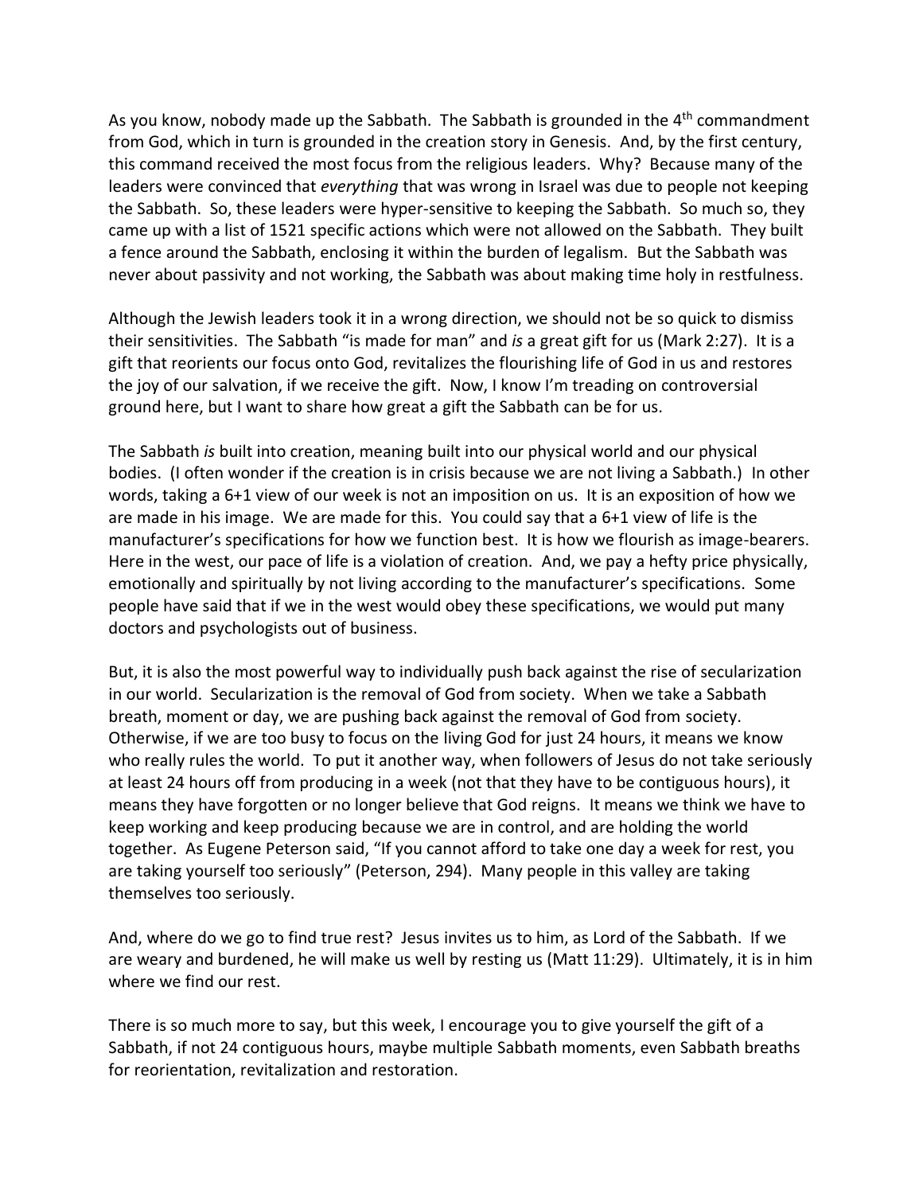As you know, nobody made up the Sabbath. The Sabbath is grounded in the 4th commandment from God, which in turn is grounded in the creation story in Genesis. And, by the first century, this command received the most focus from the religious leaders. Why? Because many of the leaders were convinced that *everything* that was wrong in Israel was due to people not keeping the Sabbath. So, these leaders were hyper-sensitive to keeping the Sabbath. So much so, they came up with a list of 1521 specific actions which were not allowed on the Sabbath. They built a fence around the Sabbath, enclosing it within the burden of legalism. But the Sabbath was never about passivity and not working, the Sabbath was about making time holy in restfulness.

Although the Jewish leaders took it in a wrong direction, we should not be so quick to dismiss their sensitivities. The Sabbath "is made for man" and *is* a great gift for us (Mark 2:27). It is a gift that reorients our focus onto God, revitalizes the flourishing life of God in us and restores the joy of our salvation, if we receive the gift. Now, I know I'm treading on controversial ground here, but I want to share how great a gift the Sabbath can be for us.

The Sabbath *is* built into creation, meaning built into our physical world and our physical bodies. (I often wonder if the creation is in crisis because we are not living a Sabbath.) In other words, taking a 6+1 view of our week is not an imposition on us. It is an exposition of how we are made in his image. We are made for this. You could say that a 6+1 view of life is the manufacturer's specifications for how we function best. It is how we flourish as image-bearers. Here in the west, our pace of life is a violation of creation. And, we pay a hefty price physically, emotionally and spiritually by not living according to the manufacturer's specifications. Some people have said that if we in the west would obey these specifications, we would put many doctors and psychologists out of business.

But, it is also the most powerful way to individually push back against the rise of secularization in our world. Secularization is the removal of God from society. When we take a Sabbath breath, moment or day, we are pushing back against the removal of God from society. Otherwise, if we are too busy to focus on the living God for just 24 hours, it means we know who really rules the world. To put it another way, when followers of Jesus do not take seriously at least 24 hours off from producing in a week (not that they have to be contiguous hours), it means they have forgotten or no longer believe that God reigns. It means we think we have to keep working and keep producing because we are in control, and are holding the world together. As Eugene Peterson said, "If you cannot afford to take one day a week for rest, you are taking yourself too seriously" (Peterson, 294). Many people in this valley are taking themselves too seriously.

And, where do we go to find true rest? Jesus invites us to him, as Lord of the Sabbath. If we are weary and burdened, he will make us well by resting us (Matt 11:29). Ultimately, it is in him where we find our rest.

There is so much more to say, but this week, I encourage you to give yourself the gift of a Sabbath, if not 24 contiguous hours, maybe multiple Sabbath moments, even Sabbath breaths for reorientation, revitalization and restoration.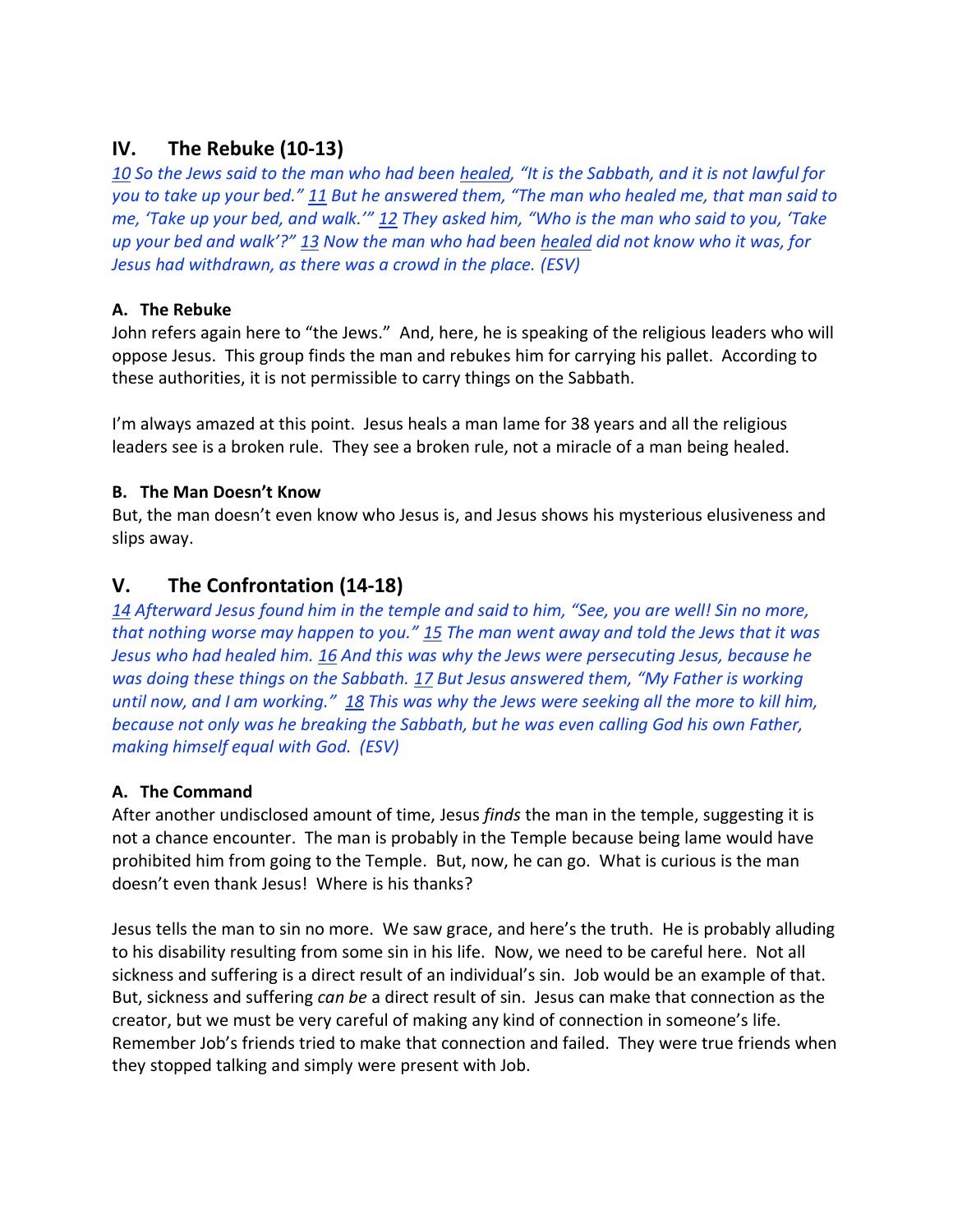## IV. The Rebuke (10-13)

*10 So the Jews said to the man who had been healed, "It is the Sabbath, and it is not lawful for you to take up your bed." 11 But he answered them, "The man who healed me, that man said to me, 'Take up your bed, and walk.'" 12 They asked him, "Who is the man who said to you, 'Take up your bed and walk'?" 13 Now the man who had been healed did not know who it was, for Jesus had withdrawn, as there was a crowd in the place. (ESV)*

### A. The Rebuke

John refers again here to "the Jews." And, here, he is speaking of the religious leaders who will oppose Jesus. This group finds the man and rebukes him for carrying his pallet. According to these authorities, it is not permissible to carry things on the Sabbath.

I'm always amazed at this point. Jesus heals a man lame for 38 years and all the religious leaders see is a broken rule. They see a broken rule, not a miracle of a man being healed.

### B. The Man Doesn't Know

But, the man doesn't even know who Jesus is, and Jesus shows his mysterious elusiveness and slips away.

## V. The Confrontation (14-18)

*14 Afterward Jesus found him in the temple and said to him, "See, you are well! Sin no more, that nothing worse may happen to you." 15 The man went away and told the Jews that it was Jesus who had healed him. 16 And this was why the Jews were persecuting Jesus, because he was doing these things on the Sabbath. 17 But Jesus answered them, "My Father is working until now, and I am working." 18 This was why the Jews were seeking all the more to kill him, because not only was he breaking the Sabbath, but he was even calling God his own Father, making himself equal with God. (ESV)*

### A. The Command

After another undisclosed amount of time, Jesus *finds* the man in the temple, suggesting it is not a chance encounter. The man is probably in the Temple because being lame would have prohibited him from going to the Temple. But, now, he can go. What is curious is the man doesn't even thank Jesus! Where is his thanks?

Jesus tells the man to sin no more. We saw grace, and here's the truth. He is probably alluding to his disability resulting from some sin in his life. Now, we need to be careful here. Not all sickness and suffering is a direct result of an individual's sin. Job would be an example of that. But, sickness and suffering *can be* a direct result of sin. Jesus can make that connection as the creator, but we must be very careful of making any kind of connection in someone's life. Remember Job's friends tried to make that connection and failed. They were true friends when they stopped talking and simply were present with Job.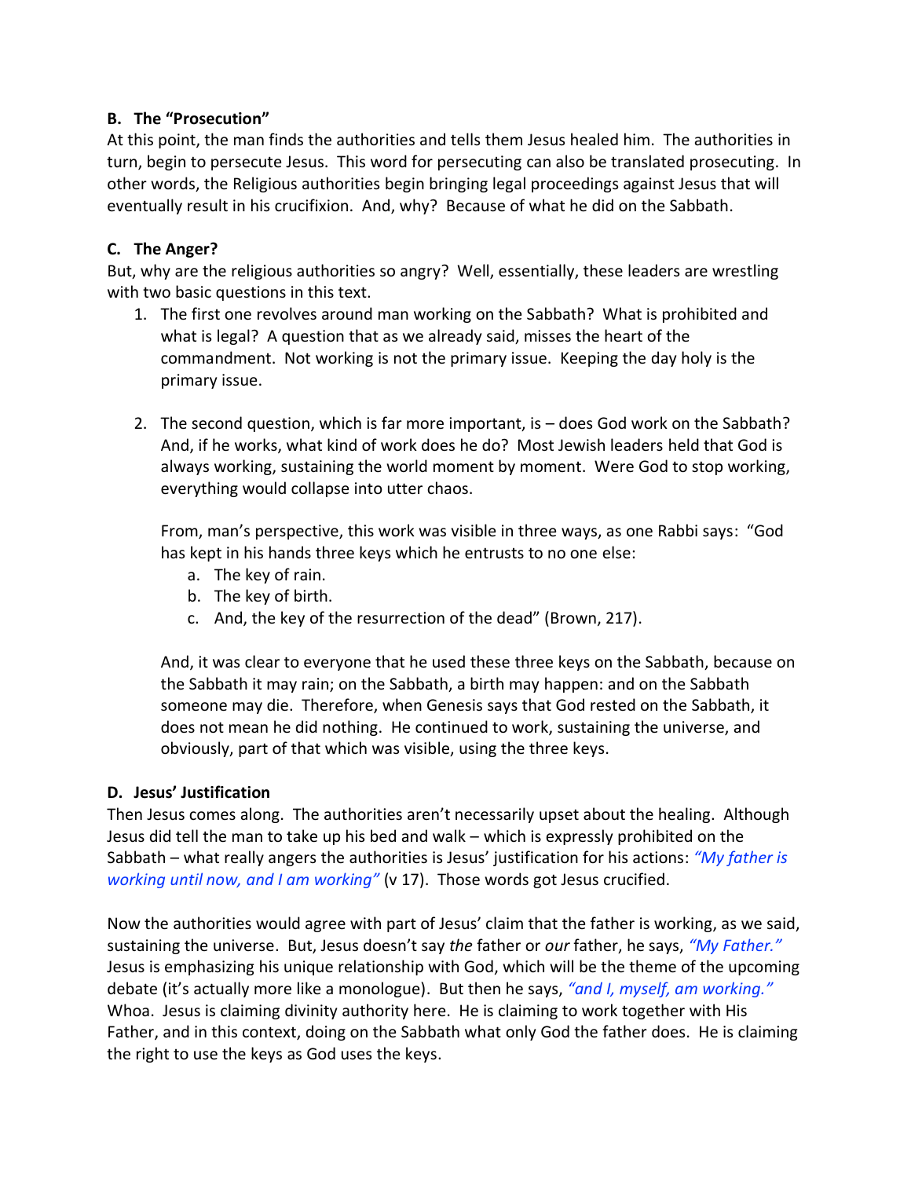**B. The "Prosecution"**

At this point, the man finds the authorities and tells them Jesus healed him. The authorities in turn, begin to persecute Jesus. This word for persecuting can also be translated prosecuting. In other words, the Religious authorities begin bringing legal proceedings against Jesus that will eventually result in his crucifixion. And, why? Because of what he did on the Sabbath.

**C. The Anger?**

But, why are the religious authorities so angry? Well, essentially, these leaders are wrestling with two basic questions in this text.

1. The first one revolves around man working on the Sabbath? What is prohibited and what is legal? A question that as we already said, misses the heart of the commandment. Not working is not the primary issue. Keeping the day holy is the primary issue.

2. The second question, which is far more important, is – does God work on the Sabbath? And, if he works, what kind of work does he do? Most Jewish leaders held that God is always working, sustaining the world moment by moment. Were God to stop working, everything would collapse into utter chaos.

   From, man's perspective, this work was visible in three ways, as one Rabbi says: "God has kept in his hands three keys which he entrusts to no one else:
   a. The key of rain.
   b. The key of birth.
   c. And, the key of the resurrection of the dead" (Brown, 217).

   And, it was clear to everyone that he used these three keys on the Sabbath, because on the Sabbath it may rain; on the Sabbath, a birth may happen: and on the Sabbath someone may die. Therefore, when Genesis says that God rested on the Sabbath, it does not mean he did nothing. He continued to work, sustaining the universe, and obviously, part of that which was visible, using the three keys.

**D. Jesus' Justification**

Then Jesus comes along. The authorities aren't necessarily upset about the healing. Although Jesus did tell the man to take up his bed and walk – which is expressly prohibited on the Sabbath – what really angers the authorities is Jesus' justification for his actions: *"My father is working until now, and I am working"* (v 17). Those words got Jesus crucified.

Now the authorities would agree with part of Jesus' claim that the father is working, as we said, sustaining the universe. But, Jesus doesn't say *the* father or *our* father, he says, *"My Father."* Jesus is emphasizing his unique relationship with God, which will be the theme of the upcoming debate (it's actually more like a monologue). But then he says, *"and I, myself, am working."* Whoa. Jesus is claiming divinity authority here. He is claiming to work together with His Father, and in this context, doing on the Sabbath what only God the father does. He is claiming the right to use the keys as God uses the keys.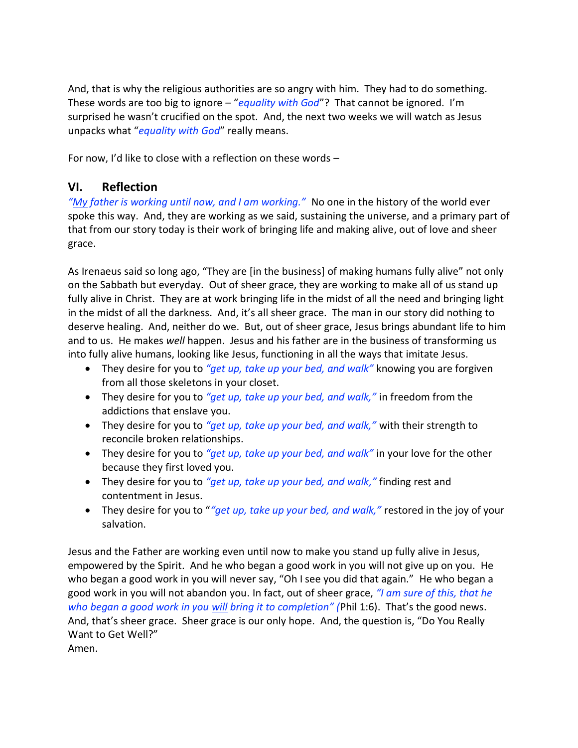And, that is why the religious authorities are so angry with him. They had to do something. These words are too big to ignore – "*equality with God*"? That cannot be ignored. I'm surprised he wasn't crucified on the spot. And, the next two weeks we will watch as Jesus unpacks what "*equality with God*" really means.

For now, I'd like to close with a reflection on these words –

## VI. Reflection

*"My father is working until now, and I am working."* No one in the history of the world ever spoke this way. And, they are working as we said, sustaining the universe, and a primary part of that from our story today is their work of bringing life and making alive, out of love and sheer grace.

As Irenaeus said so long ago, "They are [in the business] of making humans fully alive" not only on the Sabbath but everyday. Out of sheer grace, they are working to make all of us stand up fully alive in Christ. They are at work bringing life in the midst of all the need and bringing light in the midst of all the darkness. And, it's all sheer grace. The man in our story did nothing to deserve healing. And, neither do we. But, out of sheer grace, Jesus brings abundant life to him and to us. He makes *well* happen. Jesus and his father are in the business of transforming us into fully alive humans, looking like Jesus, functioning in all the ways that imitate Jesus.

- They desire for you to *"get up, take up your bed, and walk"* knowing you are forgiven from all those skeletons in your closet.
- They desire for you to *"get up, take up your bed, and walk,"* in freedom from the addictions that enslave you.
- They desire for you to *"get up, take up your bed, and walk,"* with their strength to reconcile broken relationships.
- They desire for you to *"get up, take up your bed, and walk"* in your love for the other because they first loved you.
- They desire for you to *"get up, take up your bed, and walk,"* finding rest and contentment in Jesus.
- They desire for you to "*"get up, take up your bed, and walk,"* restored in the joy of your salvation.

Jesus and the Father are working even until now to make you stand up fully alive in Jesus, empowered by the Spirit. And he who began a good work in you will not give up on you. He who began a good work in you will never say, "Oh I see you did that again." He who began a good work in you will not abandon you. In fact, out of sheer grace, *"I am sure of this, that he who began a good work in you will bring it to completion" (*Phil 1:6). That's the good news. And, that's sheer grace. Sheer grace is our only hope. And, the question is, "Do You Really Want to Get Well?"
Amen.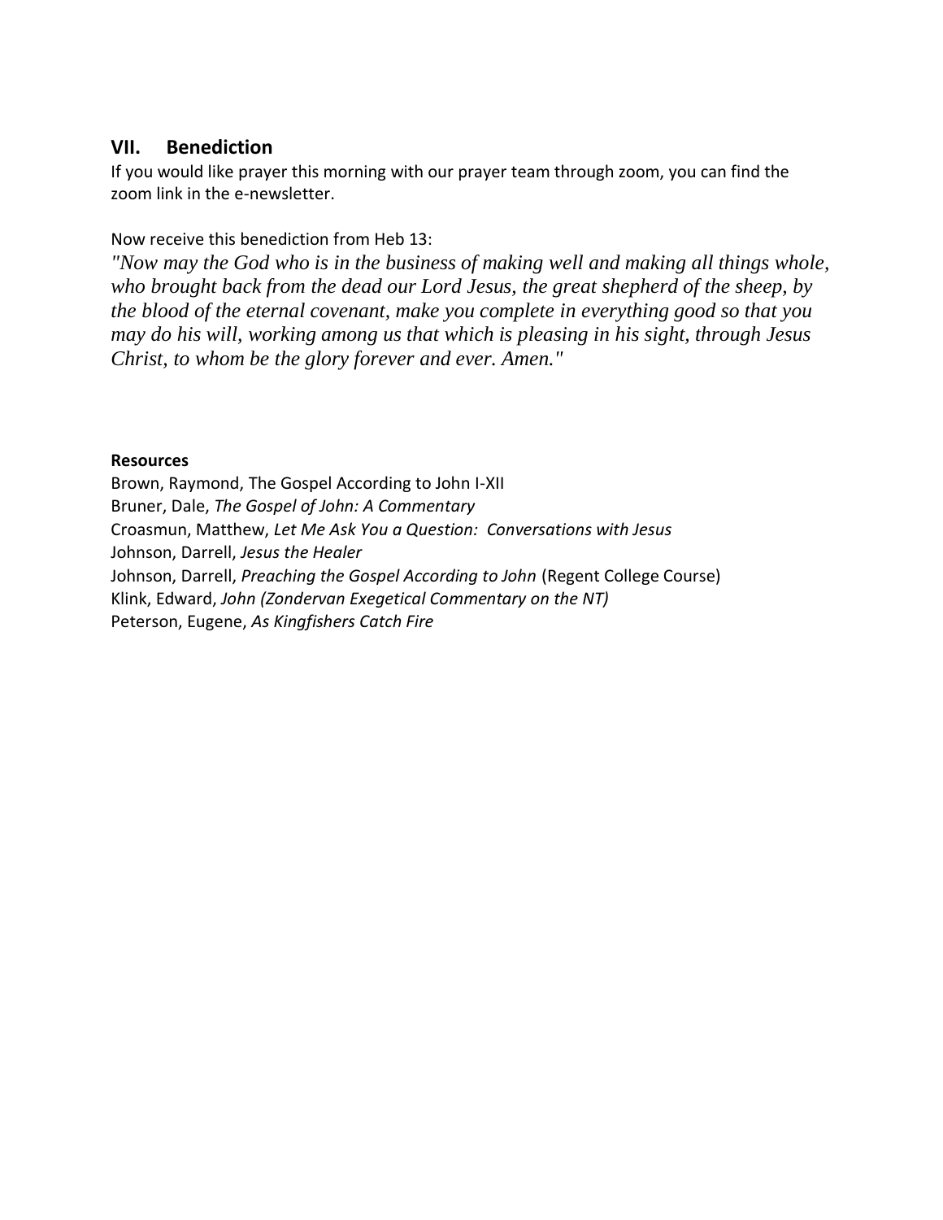## VII. Benediction

If you would like prayer this morning with our prayer team through zoom, you can find the zoom link in the e-newsletter.

Now receive this benediction from Heb 13:

*"Now may the God who is in the business of making well and making all things whole, who brought back from the dead our Lord Jesus, the great shepherd of the sheep, by the blood of the eternal covenant, make you complete in everything good so that you may do his will, working among us that which is pleasing in his sight, through Jesus Christ, to whom be the glory forever and ever. Amen."*

**Resources**

Brown, Raymond, The Gospel According to John I-XII  
Bruner, Dale, *The Gospel of John: A Commentary*  
Croasmun, Matthew, *Let Me Ask You a Question: Conversations with Jesus*  
Johnson, Darrell, *Jesus the Healer*  
Johnson, Darrell, *Preaching the Gospel According to John* (Regent College Course)  
Klink, Edward, *John (Zondervan Exegetical Commentary on the NT)*  
Peterson, Eugene, *As Kingfishers Catch Fire*